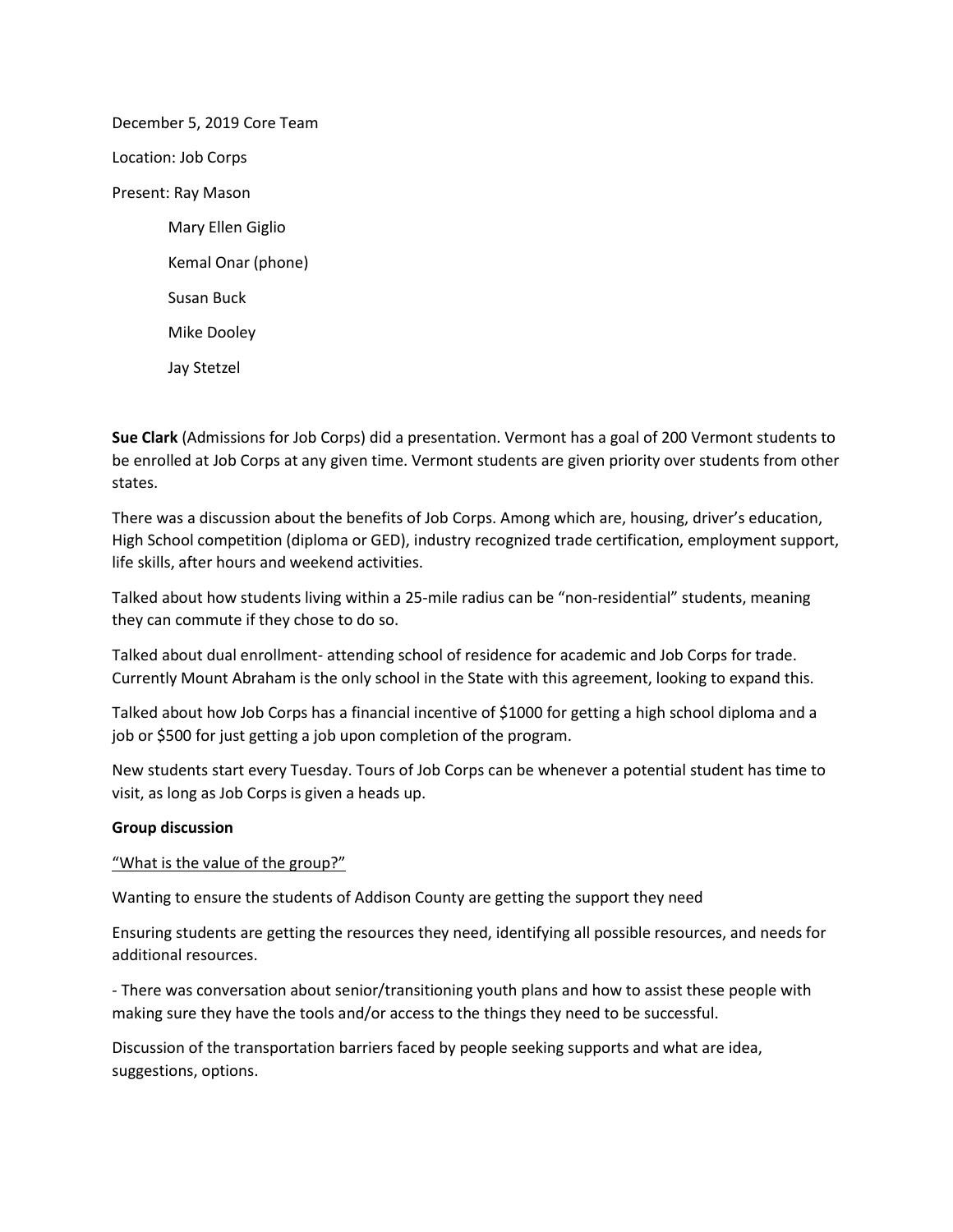December 5, 2019 Core Team

Location: Job Corps

Present: Ray Mason

Mary Ellen Giglio

Kemal Onar (phone)

Susan Buck

Mike Dooley

Jay Stetzel

**Sue Clark** (Admissions for Job Corps) did a presentation. Vermont has a goal of 200 Vermont students to be enrolled at Job Corps at any given time. Vermont students are given priority over students from other states.

There was a discussion about the benefits of Job Corps. Among which are, housing, driver's education, High School competition (diploma or GED), industry recognized trade certification, employment support, life skills, after hours and weekend activities.

Talked about how students living within a 25-mile radius can be "non-residential" students, meaning they can commute if they chose to do so.

Talked about dual enrollment- attending school of residence for academic and Job Corps for trade. Currently Mount Abraham is the only school in the State with this agreement, looking to expand this.

Talked about how Job Corps has a financial incentive of $1000 for getting a high school diploma and a job or $500 for just getting a job upon completion of the program.

New students start every Tuesday. Tours of Job Corps can be whenever a potential student has time to visit, as long as Job Corps is given a heads up.

**Group discussion**

<u>"What is the value of the group?"</u>

Wanting to ensure the students of Addison County are getting the support they need

Ensuring students are getting the resources they need, identifying all possible resources, and needs for additional resources.

- There was conversation about senior/transitioning youth plans and how to assist these people with making sure they have the tools and/or access to the things they need to be successful.

Discussion of the transportation barriers faced by people seeking supports and what are idea, suggestions, options.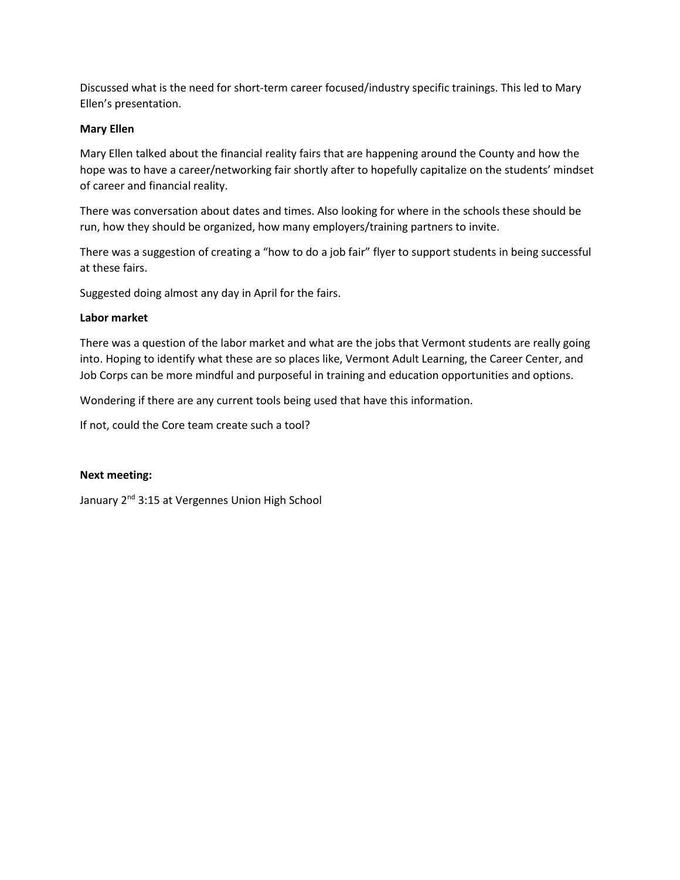Discussed what is the need for short-term career focused/industry specific trainings. This led to Mary Ellen's presentation.

**Mary Ellen**

Mary Ellen talked about the financial reality fairs that are happening around the County and how the hope was to have a career/networking fair shortly after to hopefully capitalize on the students' mindset of career and financial reality.

There was conversation about dates and times. Also looking for where in the schools these should be run, how they should be organized, how many employers/training partners to invite.

There was a suggestion of creating a "how to do a job fair" flyer to support students in being successful at these fairs.

Suggested doing almost any day in April for the fairs.

**Labor market**

There was a question of the labor market and what are the jobs that Vermont students are really going into. Hoping to identify what these are so places like, Vermont Adult Learning, the Career Center, and Job Corps can be more mindful and purposeful in training and education opportunities and options.

Wondering if there are any current tools being used that have this information.

If not, could the Core team create such a tool?

**Next meeting:**

January 2nd 3:15 at Vergennes Union High School